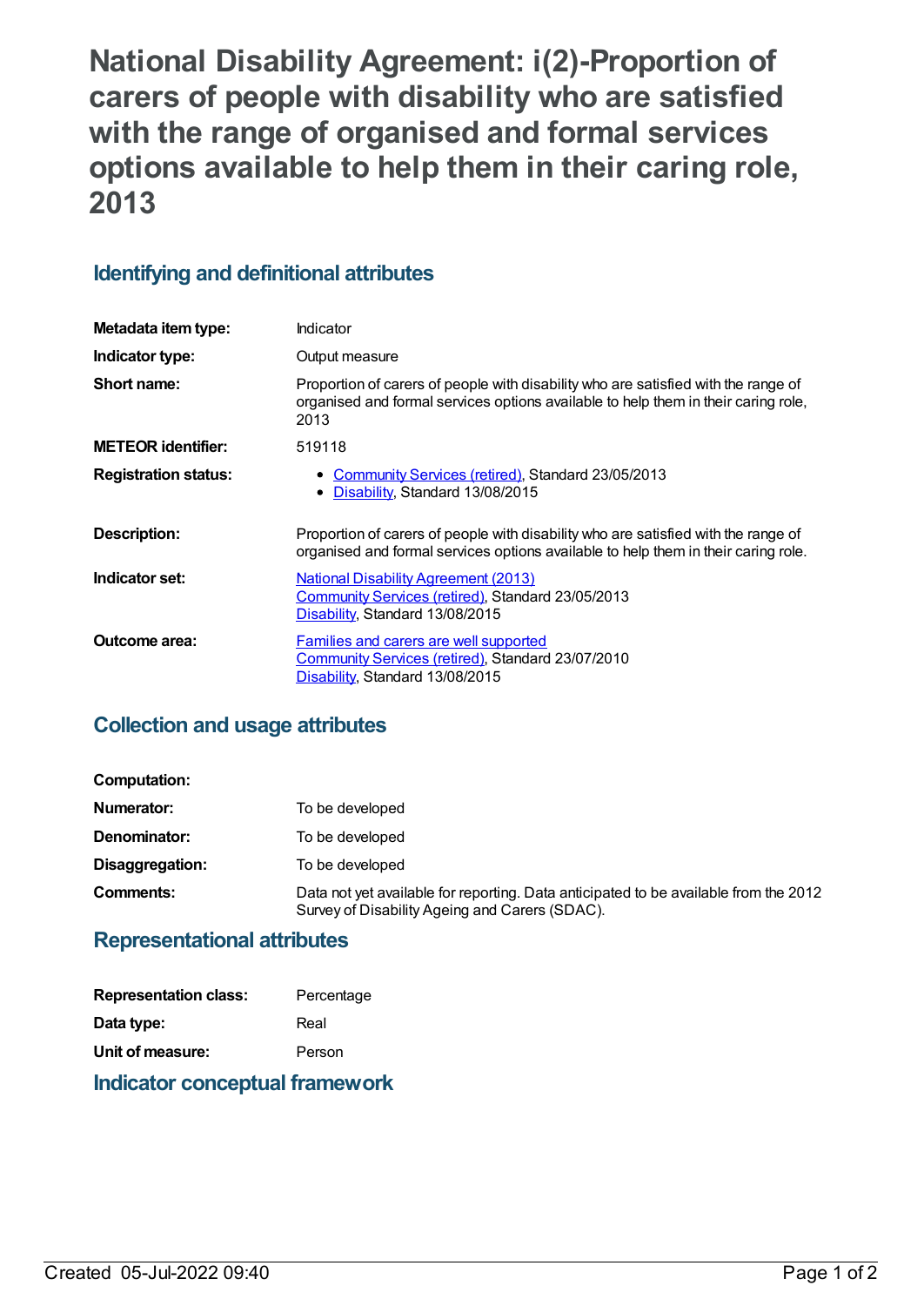# National Disability Agreement: i(2)-Proportion of carers of people with disability who are satisfied with the range of organised and formal services options available to help them in their caring role, 2013

## Identifying and definitional attributes

| | |
|---|---|
| **Metadata item type:** | Indicator |
| **Indicator type:** | Output measure |
| **Short name:** | Proportion of carers of people with disability who are satisfied with the range of organised and formal services options available to help them in their caring role, 2013 |
| **METEOR identifier:** | 519118 |
| **Registration status:** | • Community Services (retired), Standard 23/05/2013<br>• Disability, Standard 13/08/2015 |
| **Description:** | Proportion of carers of people with disability who are satisfied with the range of organised and formal services options available to help them in their caring role. |
| **Indicator set:** | National Disability Agreement (2013)<br>Community Services (retired), Standard 23/05/2013<br>Disability, Standard 13/08/2015 |
| **Outcome area:** | Families and carers are well supported<br>Community Services (retired), Standard 23/07/2010<br>Disability, Standard 13/08/2015 |

## Collection and usage attributes

| | |
|---|---|
| **Computation:** | |
| **Numerator:** | To be developed |
| **Denominator:** | To be developed |
| **Disaggregation:** | To be developed |
| **Comments:** | Data not yet available for reporting. Data anticipated to be available from the 2012 Survey of Disability Ageing and Carers (SDAC). |

## Representational attributes

| | |
|---|---|
| **Representation class:** | Percentage |
| **Data type:** | Real |
| **Unit of measure:** | Person |

## Indicator conceptual framework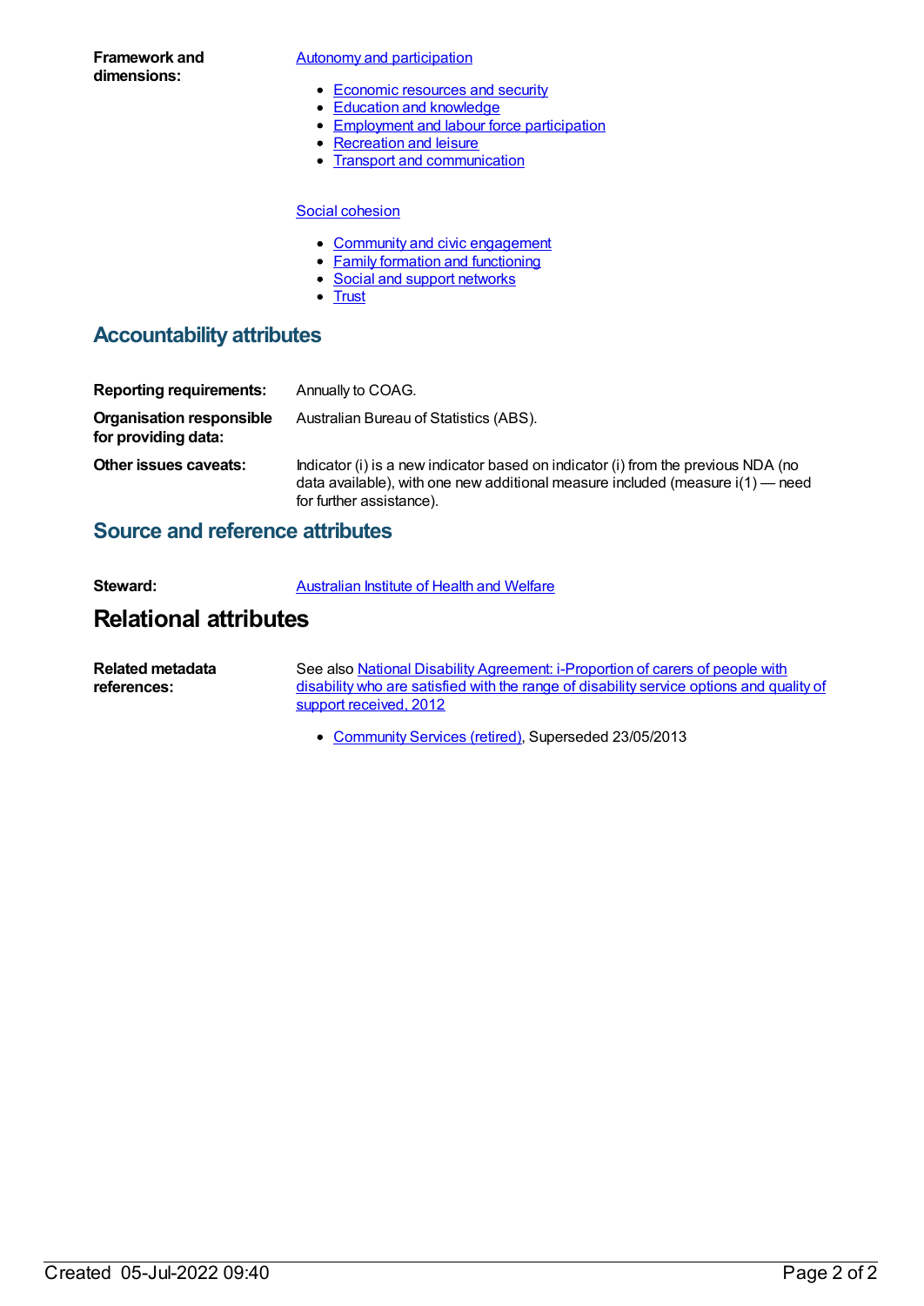**Framework and dimensions:**

Autonomy and participation

- Economic resources and security
- Education and knowledge
- Employment and labour force participation
- Recreation and leisure
- Transport and communication

Social cohesion

- Community and civic engagement
- Family formation and functioning
- Social and support networks
- Trust

## Accountability attributes

**Reporting requirements:** Annually to COAG.

**Organisation responsible for providing data:** Australian Bureau of Statistics (ABS).

**Other issues caveats:** Indicator (i) is a new indicator based on indicator (i) from the previous NDA (no data available), with one new additional measure included (measure i(1) — need for further assistance).

## Source and reference attributes

**Steward:** Australian Institute of Health and Welfare

# Relational attributes

**Related metadata references:** See also National Disability Agreement: i-Proportion of carers of people with disability who are satisfied with the range of disability service options and quality of support received, 2012

- Community Services (retired), Superseded 23/05/2013